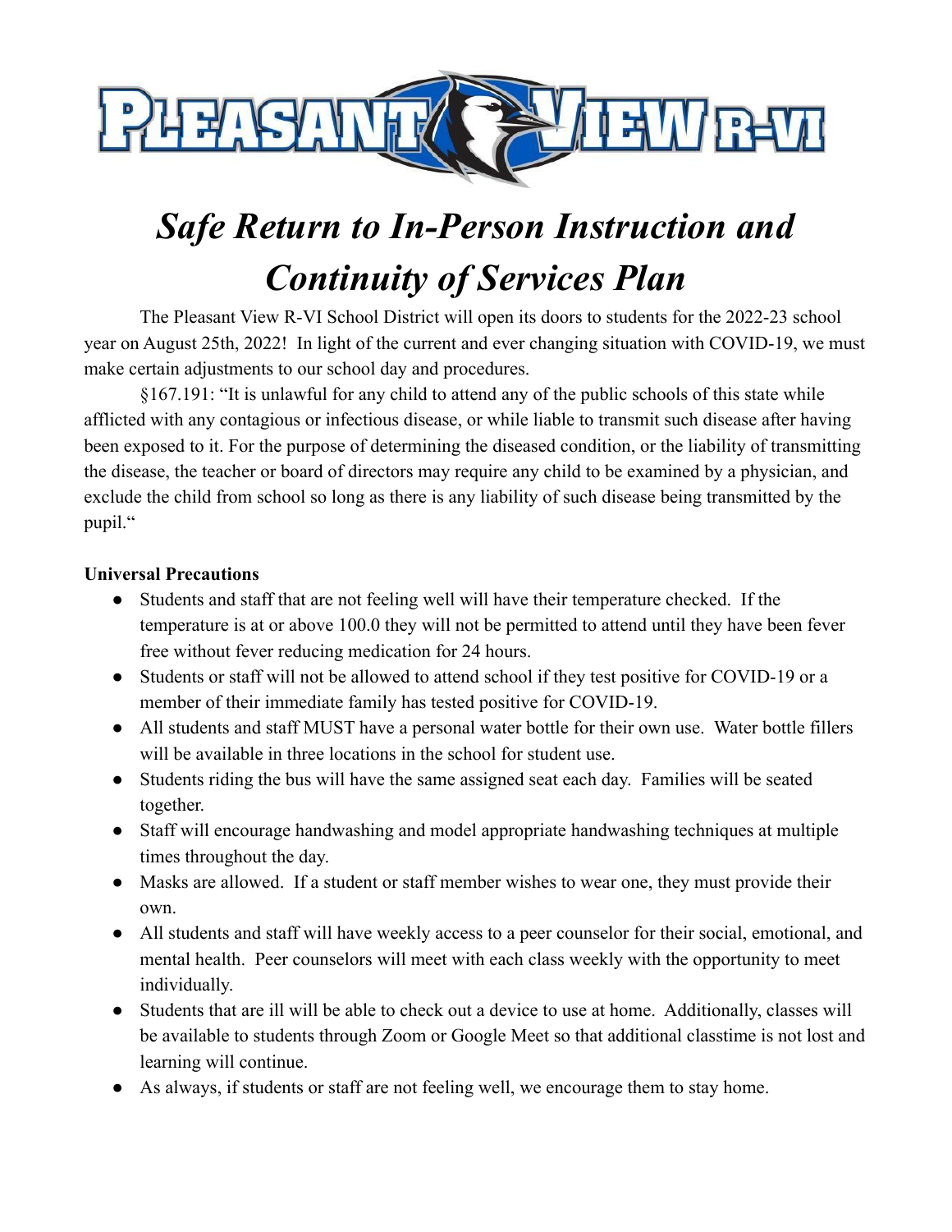# *Safe Return to In-Person Instruction and Continuity of Services Plan*

The Pleasant View R-VI School District will open its doors to students for the 2022-23 school year on August 25th, 2022! In light of the current and ever changing situation with COVID-19, we must make certain adjustments to our school day and procedures.

§167.191: "It is unlawful for any child to attend any of the public schools of this state while afflicted with any contagious or infectious disease, or while liable to transmit such disease after having been exposed to it. For the purpose of determining the diseased condition, or the liability of transmitting the disease, the teacher or board of directors may require any child to be examined by a physician, and exclude the child from school so long as there is any liability of such disease being transmitted by the pupil."

**Universal Precautions**

- Students and staff that are not feeling well will have their temperature checked. If the temperature is at or above 100.0 they will not be permitted to attend until they have been fever free without fever reducing medication for 24 hours.
- Students or staff will not be allowed to attend school if they test positive for COVID-19 or a member of their immediate family has tested positive for COVID-19.
- All students and staff MUST have a personal water bottle for their own use. Water bottle fillers will be available in three locations in the school for student use.
- Students riding the bus will have the same assigned seat each day. Families will be seated together.
- Staff will encourage handwashing and model appropriate handwashing techniques at multiple times throughout the day.
- Masks are allowed. If a student or staff member wishes to wear one, they must provide their own.
- All students and staff will have weekly access to a peer counselor for their social, emotional, and mental health. Peer counselors will meet with each class weekly with the opportunity to meet individually.
- Students that are ill will be able to check out a device to use at home. Additionally, classes will be available to students through Zoom or Google Meet so that additional classtime is not lost and learning will continue.
- As always, if students or staff are not feeling well, we encourage them to stay home.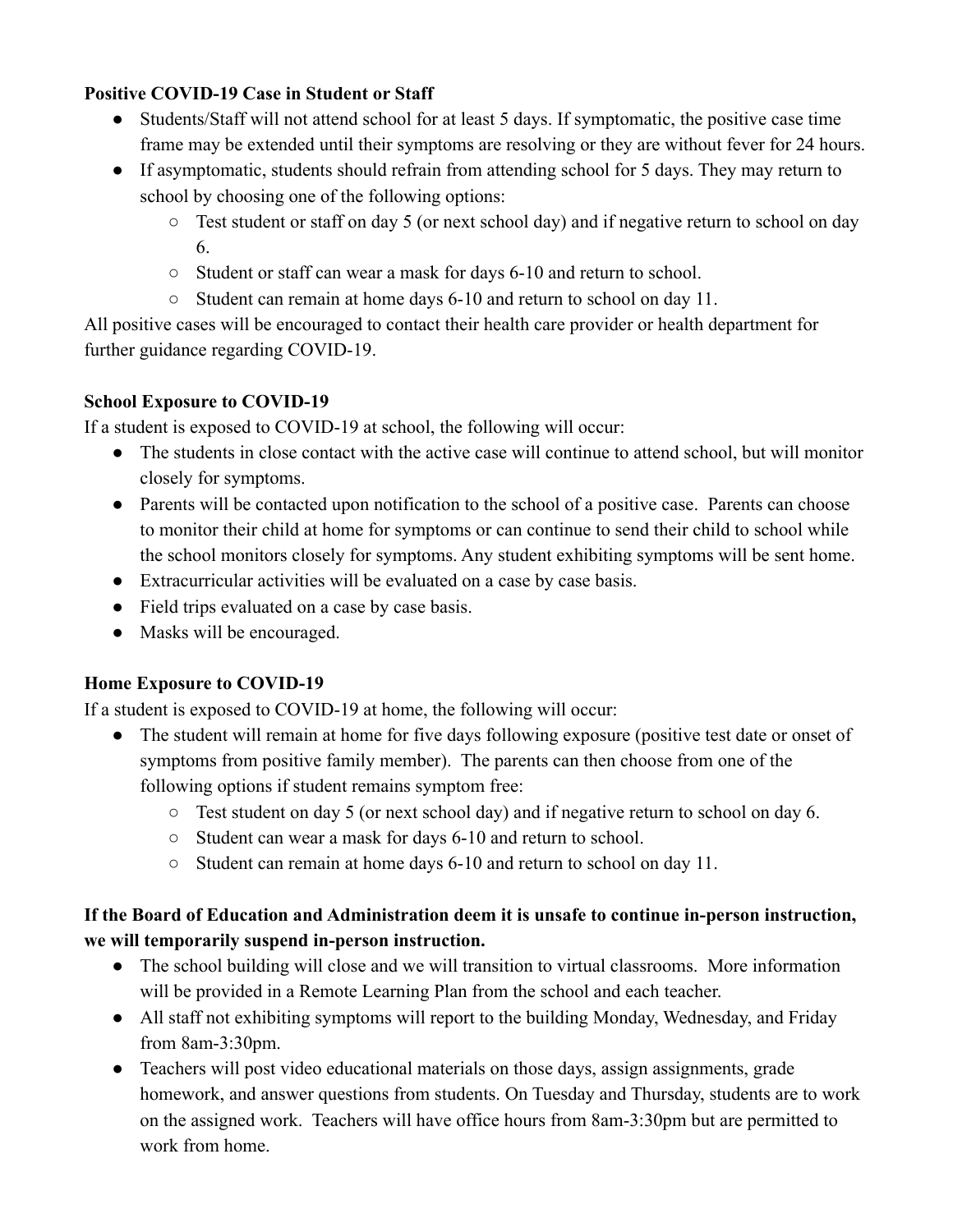**Positive COVID-19 Case in Student or Staff**

- Students/Staff will not attend school for at least 5 days. If symptomatic, the positive case time frame may be extended until their symptoms are resolving or they are without fever for 24 hours.
- If asymptomatic, students should refrain from attending school for 5 days. They may return to school by choosing one of the following options:
    - Test student or staff on day 5 (or next school day) and if negative return to school on day 6.
    - Student or staff can wear a mask for days 6-10 and return to school.
    - Student can remain at home days 6-10 and return to school on day 11.

All positive cases will be encouraged to contact their health care provider or health department for further guidance regarding COVID-19.

**School Exposure to COVID-19**

If a student is exposed to COVID-19 at school, the following will occur:

- The students in close contact with the active case will continue to attend school, but will monitor closely for symptoms.
- Parents will be contacted upon notification to the school of a positive case. Parents can choose to monitor their child at home for symptoms or can continue to send their child to school while the school monitors closely for symptoms. Any student exhibiting symptoms will be sent home.
- Extracurricular activities will be evaluated on a case by case basis.
- Field trips evaluated on a case by case basis.
- Masks will be encouraged.

**Home Exposure to COVID-19**

If a student is exposed to COVID-19 at home, the following will occur:

- The student will remain at home for five days following exposure (positive test date or onset of symptoms from positive family member). The parents can then choose from one of the following options if student remains symptom free:
    - Test student on day 5 (or next school day) and if negative return to school on day 6.
    - Student can wear a mask for days 6-10 and return to school.
    - Student can remain at home days 6-10 and return to school on day 11.

**If the Board of Education and Administration deem it is unsafe to continue in-person instruction, we will temporarily suspend in-person instruction.**

- The school building will close and we will transition to virtual classrooms. More information will be provided in a Remote Learning Plan from the school and each teacher.
- All staff not exhibiting symptoms will report to the building Monday, Wednesday, and Friday from 8am-3:30pm.
- Teachers will post video educational materials on those days, assign assignments, grade homework, and answer questions from students. On Tuesday and Thursday, students are to work on the assigned work. Teachers will have office hours from 8am-3:30pm but are permitted to work from home.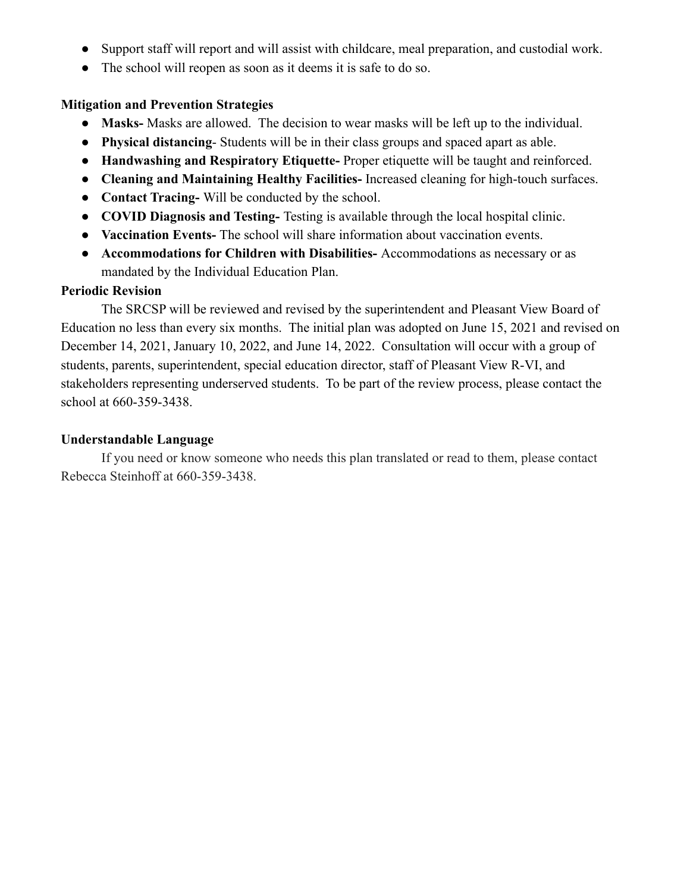- Support staff will report and will assist with childcare, meal preparation, and custodial work.
- The school will reopen as soon as it deems it is safe to do so.

**Mitigation and Prevention Strategies**

- **Masks-** Masks are allowed. The decision to wear masks will be left up to the individual.
- **Physical distancing**- Students will be in their class groups and spaced apart as able.
- **Handwashing and Respiratory Etiquette-** Proper etiquette will be taught and reinforced.
- **Cleaning and Maintaining Healthy Facilities-** Increased cleaning for high-touch surfaces.
- **Contact Tracing-** Will be conducted by the school.
- **COVID Diagnosis and Testing-** Testing is available through the local hospital clinic.
- **Vaccination Events-** The school will share information about vaccination events.
- **Accommodations for Children with Disabilities-** Accommodations as necessary or as mandated by the Individual Education Plan.

**Periodic Revision**

The SRCSP will be reviewed and revised by the superintendent and Pleasant View Board of Education no less than every six months. The initial plan was adopted on June 15, 2021 and revised on December 14, 2021, January 10, 2022, and June 14, 2022. Consultation will occur with a group of students, parents, superintendent, special education director, staff of Pleasant View R-VI, and stakeholders representing underserved students. To be part of the review process, please contact the school at 660-359-3438.

**Understandable Language**

If you need or know someone who needs this plan translated or read to them, please contact Rebecca Steinhoff at 660-359-3438.